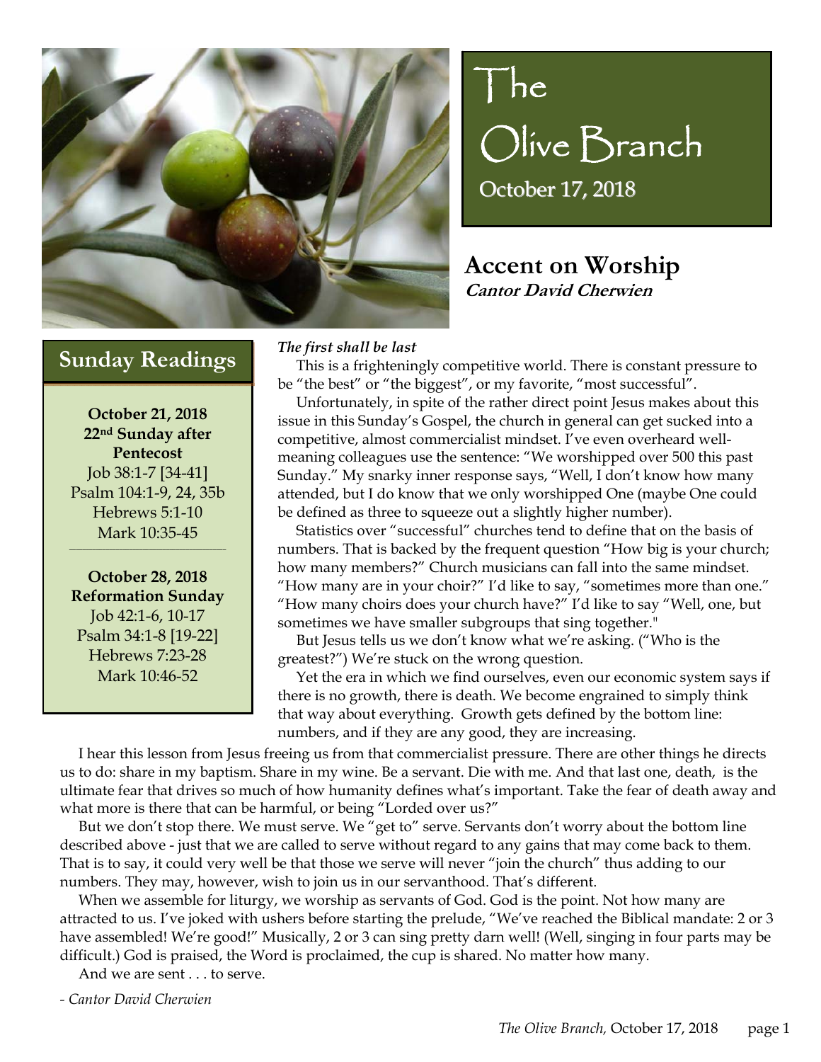# The Olive Branch

October 17, 2018

## Accent on Worship

**Cantor David Cherwien**

## Sunday Readings

**October 21, 2018**
**22nd Sunday after Pentecost**
Job 38:1-7 [34-41]
Psalm 104:1-9, 24, 35b
Hebrews 5:1-10
Mark 10:35-45

**October 28, 2018**
**Reformation Sunday**
Job 42:1-6, 10-17
Psalm 34:1-8 [19-22]
Hebrews 7:23-28
Mark 10:46-52

***The first shall be last***

This is a frighteningly competitive world. There is constant pressure to be "the best" or "the biggest", or my favorite, "most successful".

Unfortunately, in spite of the rather direct point Jesus makes about this issue in this Sunday's Gospel, the church in general can get sucked into a competitive, almost commercialist mindset. I've even overheard well-meaning colleagues use the sentence: "We worshipped over 500 this past Sunday." My snarky inner response says, "Well, I don't know how many attended, but I do know that we only worshipped One (maybe One could be defined as three to squeeze out a slightly higher number).

Statistics over "successful" churches tend to define that on the basis of numbers. That is backed by the frequent question "How big is your church; how many members?" Church musicians can fall into the same mindset. "How many are in your choir?" I'd like to say, "sometimes more than one." "How many choirs does your church have?" I'd like to say "Well, one, but sometimes we have smaller subgroups that sing together."

But Jesus tells us we don't know what we're asking. ("Who is the greatest?") We're stuck on the wrong question.

Yet the era in which we find ourselves, even our economic system says if there is no growth, there is death. We become engrained to simply think that way about everything. Growth gets defined by the bottom line: numbers, and if they are any good, they are increasing.

I hear this lesson from Jesus freeing us from that commercialist pressure. There are other things he directs us to do: share in my baptism. Share in my wine. Be a servant. Die with me. And that last one, death, is the ultimate fear that drives so much of how humanity defines what's important. Take the fear of death away and what more is there that can be harmful, or being "Lorded over us?"

But we don't stop there. We must serve. We "get to" serve. Servants don't worry about the bottom line described above - just that we are called to serve without regard to any gains that may come back to them. That is to say, it could very well be that those we serve will never "join the church" thus adding to our numbers. They may, however, wish to join us in our servanthood. That's different.

When we assemble for liturgy, we worship as servants of God. God is the point. Not how many are attracted to us. I've joked with ushers before starting the prelude, "We've reached the Biblical mandate: 2 or 3 have assembled! We're good!" Musically, 2 or 3 can sing pretty darn well! (Well, singing in four parts may be difficult.) God is praised, the Word is proclaimed, the cup is shared. No matter how many.

And we are sent . . . to serve.

*- Cantor David Cherwien*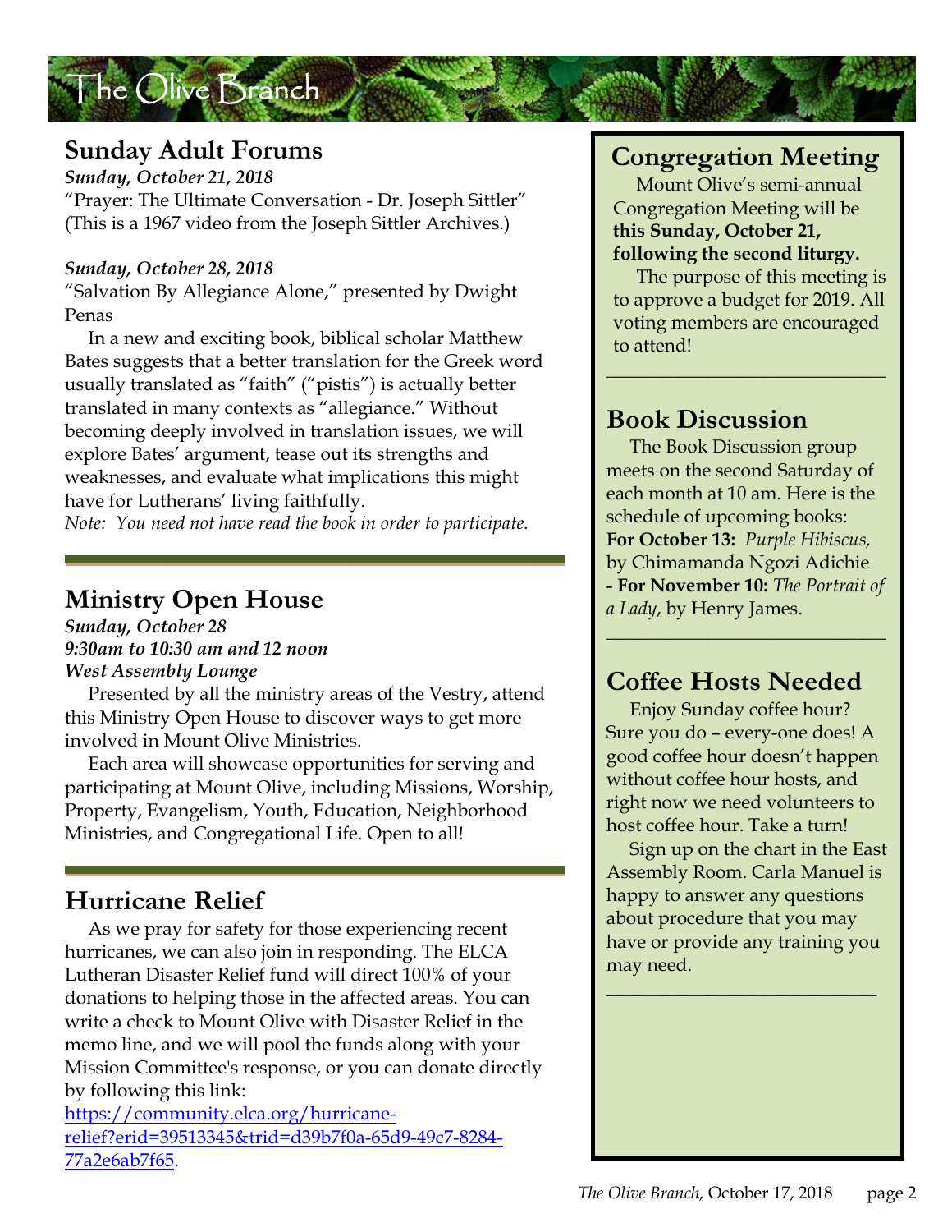## Sunday Adult Forums

***Sunday, October 21, 2018***

"Prayer: The Ultimate Conversation - Dr. Joseph Sittler" (This is a 1967 video from the Joseph Sittler Archives.)

***Sunday, October 28, 2018***

"Salvation By Allegiance Alone," presented by Dwight Penas

In a new and exciting book, biblical scholar Matthew Bates suggests that a better translation for the Greek word usually translated as "faith" ("pistis") is actually better translated in many contexts as "allegiance." Without becoming deeply involved in translation issues, we will explore Bates' argument, tease out its strengths and weaknesses, and evaluate what implications this might have for Lutherans' living faithfully.

*Note: You need not have read the book in order to participate.*

## Ministry Open House

***Sunday, October 28***
***9:30am to 10:30 am and 12 noon***
***West Assembly Lounge***

Presented by all the ministry areas of the Vestry, attend this Ministry Open House to discover ways to get more involved in Mount Olive Ministries.

Each area will showcase opportunities for serving and participating at Mount Olive, including Missions, Worship, Property, Evangelism, Youth, Education, Neighborhood Ministries, and Congregational Life. Open to all!

## Hurricane Relief

As we pray for safety for those experiencing recent hurricanes, we can also join in responding. The ELCA Lutheran Disaster Relief fund will direct 100% of your donations to helping those in the affected areas. You can write a check to Mount Olive with Disaster Relief in the memo line, and we will pool the funds along with your Mission Committee's response, or you can donate directly by following this link: https://community.elca.org/hurricane-relief?erid=39513345&trid=d39b7f0a-65d9-49c7-8284-77a2e6ab7f65.

## Congregation Meeting

Mount Olive's semi-annual Congregation Meeting will be **this Sunday, October 21, following the second liturgy.**

The purpose of this meeting is to approve a budget for 2019. All voting members are encouraged to attend!

## Book Discussion

The Book Discussion group meets on the second Saturday of each month at 10 am. Here is the schedule of upcoming books:

**For October 13:** *Purple Hibiscus,* by Chimamanda Ngozi Adichie

**- For November 10:** *The Portrait of a Lady*, by Henry James.

## Coffee Hosts Needed

Enjoy Sunday coffee hour? Sure you do – every-one does! A good coffee hour doesn't happen without coffee hour hosts, and right now we need volunteers to host coffee hour. Take a turn!

Sign up on the chart in the East Assembly Room. Carla Manuel is happy to answer any questions about procedure that you may have or provide any training you may need.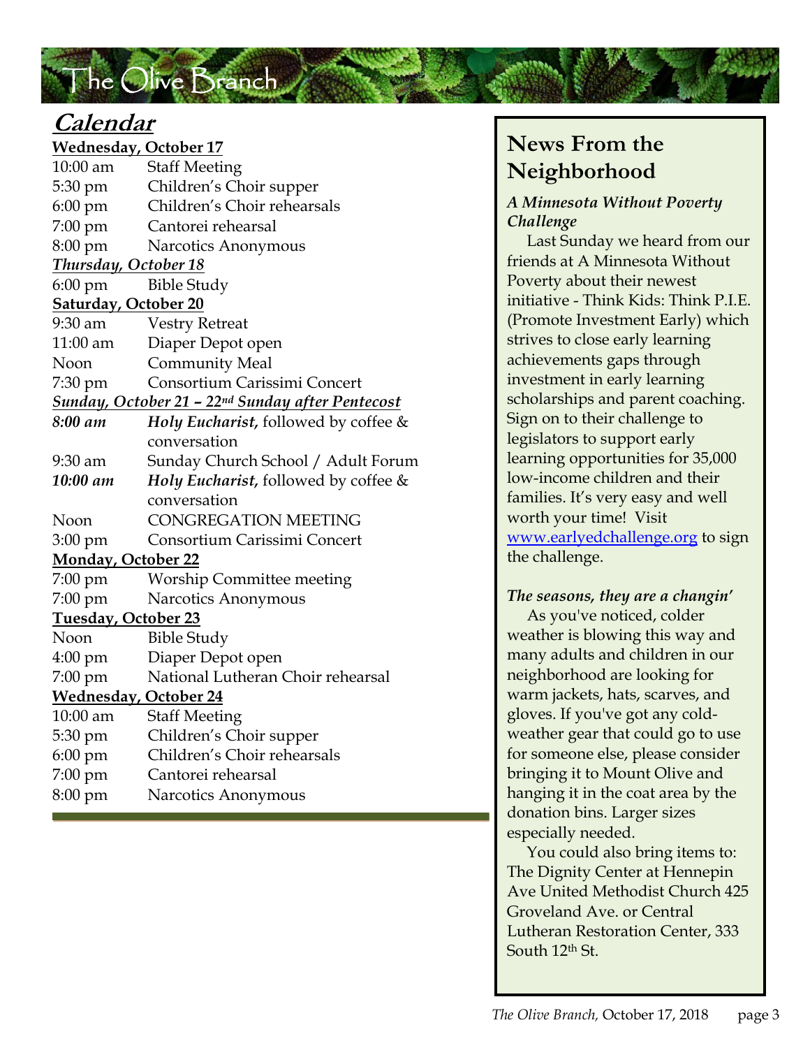# The Olive Branch

## Calendar

**Wednesday, October 17**

| | |
|---|---|
| 10:00 am | Staff Meeting |
| 5:30 pm | Children's Choir supper |
| 6:00 pm | Children's Choir rehearsals |
| 7:00 pm | Cantorei rehearsal |
| 8:00 pm | Narcotics Anonymous |

***Thursday, October 18***

| | |
|---|---|
| 6:00 pm | Bible Study |

**Saturday, October 20**

| | |
|---|---|
| 9:30 am | Vestry Retreat |
| 11:00 am | Diaper Depot open |
| Noon | Community Meal |
| 7:30 pm | Consortium Carissimi Concert |

***Sunday, October 21 – 22nd Sunday after Pentecost***

| | |
|---|---|
| ***8:00 am*** | ***Holy Eucharist,*** followed by coffee & conversation |
| 9:30 am | Sunday Church School / Adult Forum |
| ***10:00 am*** | ***Holy Eucharist,*** followed by coffee & conversation |
| Noon | CONGREGATION MEETING |
| 3:00 pm | Consortium Carissimi Concert |

**Monday, October 22**

| | |
|---|---|
| 7:00 pm | Worship Committee meeting |
| 7:00 pm | Narcotics Anonymous |

**Tuesday, October 23**

| | |
|---|---|
| Noon | Bible Study |
| 4:00 pm | Diaper Depot open |
| 7:00 pm | National Lutheran Choir rehearsal |

**Wednesday, October 24**

| | |
|---|---|
| 10:00 am | Staff Meeting |
| 5:30 pm | Children's Choir supper |
| 6:00 pm | Children's Choir rehearsals |
| 7:00 pm | Cantorei rehearsal |
| 8:00 pm | Narcotics Anonymous |

## News From the Neighborhood

***A Minnesota Without Poverty Challenge***

Last Sunday we heard from our friends at A Minnesota Without Poverty about their newest initiative - Think Kids: Think P.I.E. (Promote Investment Early) which strives to close early learning achievements gaps through investment in early learning scholarships and parent coaching. Sign on to their challenge to legislators to support early learning opportunities for 35,000 low-income children and their families. It's very easy and well worth your time! Visit [www.earlyedchallenge.org](www.earlyedchallenge.org) to sign the challenge.

***The seasons, they are a changin'***

As you've noticed, colder weather is blowing this way and many adults and children in our neighborhood are looking for warm jackets, hats, scarves, and gloves. If you've got any cold-weather gear that could go to use for someone else, please consider bringing it to Mount Olive and hanging it in the coat area by the donation bins. Larger sizes especially needed.

You could also bring items to: The Dignity Center at Hennepin Ave United Methodist Church 425 Groveland Ave. or Central Lutheran Restoration Center, 333 South 12th St.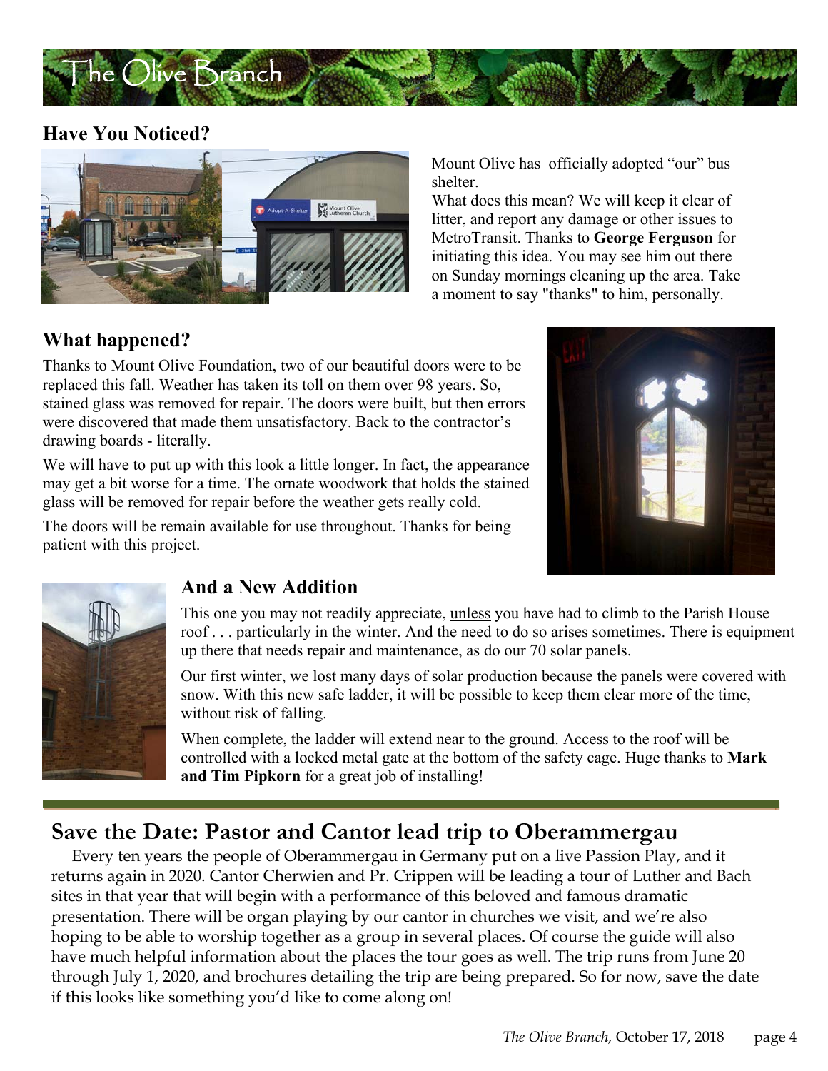## Have You Noticed?

Mount Olive has officially adopted "our" bus shelter.

What does this mean? We will keep it clear of litter, and report any damage or other issues to MetroTransit. Thanks to **George Ferguson** for initiating this idea. You may see him out there on Sunday mornings cleaning up the area. Take a moment to say "thanks" to him, personally.

## What happened?

Thanks to Mount Olive Foundation, two of our beautiful doors were to be replaced this fall. Weather has taken its toll on them over 98 years. So, stained glass was removed for repair. The doors were built, but then errors were discovered that made them unsatisfactory. Back to the contractor's drawing boards - literally.

We will have to put up with this look a little longer. In fact, the appearance may get a bit worse for a time. The ornate woodwork that holds the stained glass will be removed for repair before the weather gets really cold.

The doors will be remain available for use throughout. Thanks for being patient with this project.

## And a New Addition

This one you may not readily appreciate, unless you have had to climb to the Parish House roof . . . particularly in the winter. And the need to do so arises sometimes. There is equipment up there that needs repair and maintenance, as do our 70 solar panels.

Our first winter, we lost many days of solar production because the panels were covered with snow. With this new safe ladder, it will be possible to keep them clear more of the time, without risk of falling.

When complete, the ladder will extend near to the ground. Access to the roof will be controlled with a locked metal gate at the bottom of the safety cage. Huge thanks to **Mark and Tim Pipkorn** for a great job of installing!

## Save the Date: Pastor and Cantor lead trip to Oberammergau

Every ten years the people of Oberammergau in Germany put on a live Passion Play, and it returns again in 2020. Cantor Cherwien and Pr. Crippen will be leading a tour of Luther and Bach sites in that year that will begin with a performance of this beloved and famous dramatic presentation. There will be organ playing by our cantor in churches we visit, and we're also hoping to be able to worship together as a group in several places. Of course the guide will also have much helpful information about the places the tour goes as well. The trip runs from June 20 through July 1, 2020, and brochures detailing the trip are being prepared. So for now, save the date if this looks like something you'd like to come along on!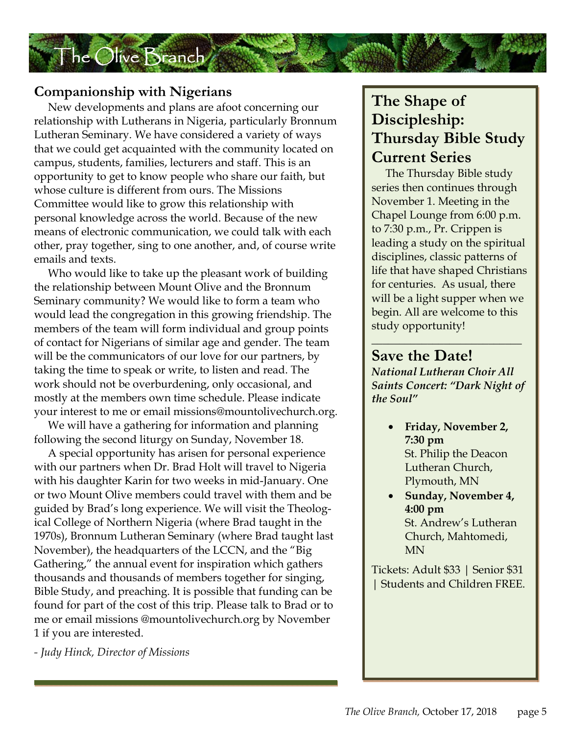## Companionship with Nigerians

New developments and plans are afoot concerning our relationship with Lutherans in Nigeria, particularly Bronnum Lutheran Seminary. We have considered a variety of ways that we could get acquainted with the community located on campus, students, families, lecturers and staff. This is an opportunity to get to know people who share our faith, but whose culture is different from ours. The Missions Committee would like to grow this relationship with personal knowledge across the world. Because of the new means of electronic communication, we could talk with each other, pray together, sing to one another, and, of course write emails and texts.

Who would like to take up the pleasant work of building the relationship between Mount Olive and the Bronnum Seminary community? We would like to form a team who would lead the congregation in this growing friendship. The members of the team will form individual and group points of contact for Nigerians of similar age and gender. The team will be the communicators of our love for our partners, by taking the time to speak or write, to listen and read. The work should not be overburdening, only occasional, and mostly at the members own time schedule. Please indicate your interest to me or email missions@mountolivechurch.org.

We will have a gathering for information and planning following the second liturgy on Sunday, November 18.

A special opportunity has arisen for personal experience with our partners when Dr. Brad Holt will travel to Nigeria with his daughter Karin for two weeks in mid-January. One or two Mount Olive members could travel with them and be guided by Brad's long experience. We will visit the Theological College of Northern Nigeria (where Brad taught in the 1970s), Bronnum Lutheran Seminary (where Brad taught last November), the headquarters of the LCCN, and the "Big Gathering," the annual event for inspiration which gathers thousands and thousands of members together for singing, Bible Study, and preaching. It is possible that funding can be found for part of the cost of this trip. Please talk to Brad or to me or email missions @mountolivechurch.org by November 1 if you are interested.

*- Judy Hinck, Director of Missions*

## The Shape of Discipleship: Thursday Bible Study Current Series

The Thursday Bible study series then continues through November 1. Meeting in the Chapel Lounge from 6:00 p.m. to 7:30 p.m., Pr. Crippen is leading a study on the spiritual disciplines, classic patterns of life that have shaped Christians for centuries. As usual, there will be a light supper when we begin. All are welcome to this study opportunity!

## Save the Date!

***National Lutheran Choir All Saints Concert: "Dark Night of the Soul"***

- **Friday, November 2, 7:30 pm**
  St. Philip the Deacon Lutheran Church, Plymouth, MN
- **Sunday, November 4, 4:00 pm**
  St. Andrew's Lutheran Church, Mahtomedi, MN

Tickets: Adult $33 | Senior $31 | Students and Children FREE.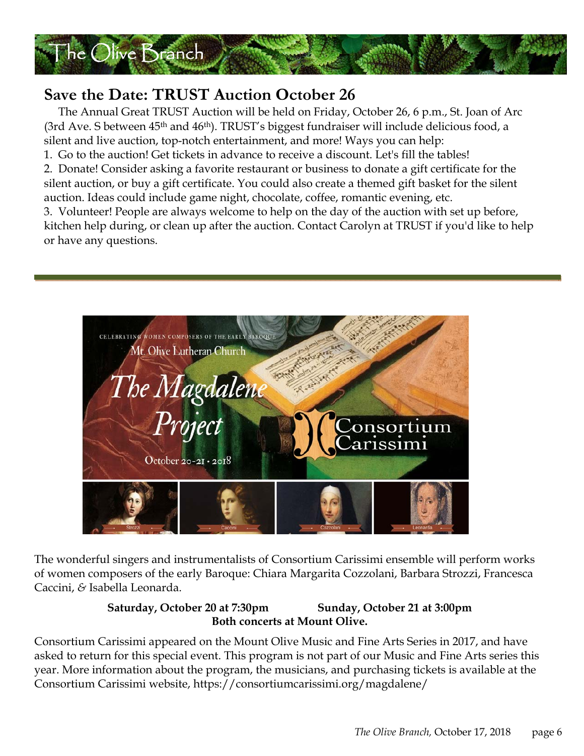## Save the Date: TRUST Auction October 26

The Annual Great TRUST Auction will be held on Friday, October 26, 6 p.m., St. Joan of Arc (3rd Ave. S between 45th and 46th). TRUST's biggest fundraiser will include delicious food, a silent and live auction, top-notch entertainment, and more! Ways you can help:

1. Go to the auction! Get tickets in advance to receive a discount. Let's fill the tables!
2. Donate! Consider asking a favorite restaurant or business to donate a gift certificate for the silent auction, or buy a gift certificate. You could also create a themed gift basket for the silent auction. Ideas could include game night, chocolate, coffee, romantic evening, etc.
3. Volunteer! People are always welcome to help on the day of the auction with set up before, kitchen help during, or clean up after the auction. Contact Carolyn at TRUST if you'd like to help or have any questions.

---

The wonderful singers and instrumentalists of Consortium Carissimi ensemble will perform works of women composers of the early Baroque: Chiara Margarita Cozzolani, Barbara Strozzi, Francesca Caccini, & Isabella Leonarda.

**Saturday, October 20 at 7:30pm** **Sunday, October 21 at 3:00pm**
**Both concerts at Mount Olive.**

Consortium Carissimi appeared on the Mount Olive Music and Fine Arts Series in 2017, and have asked to return for this special event. This program is not part of our Music and Fine Arts series this year. More information about the program, the musicians, and purchasing tickets is available at the Consortium Carissimi website, https://consortiumcarissimi.org/magdalene/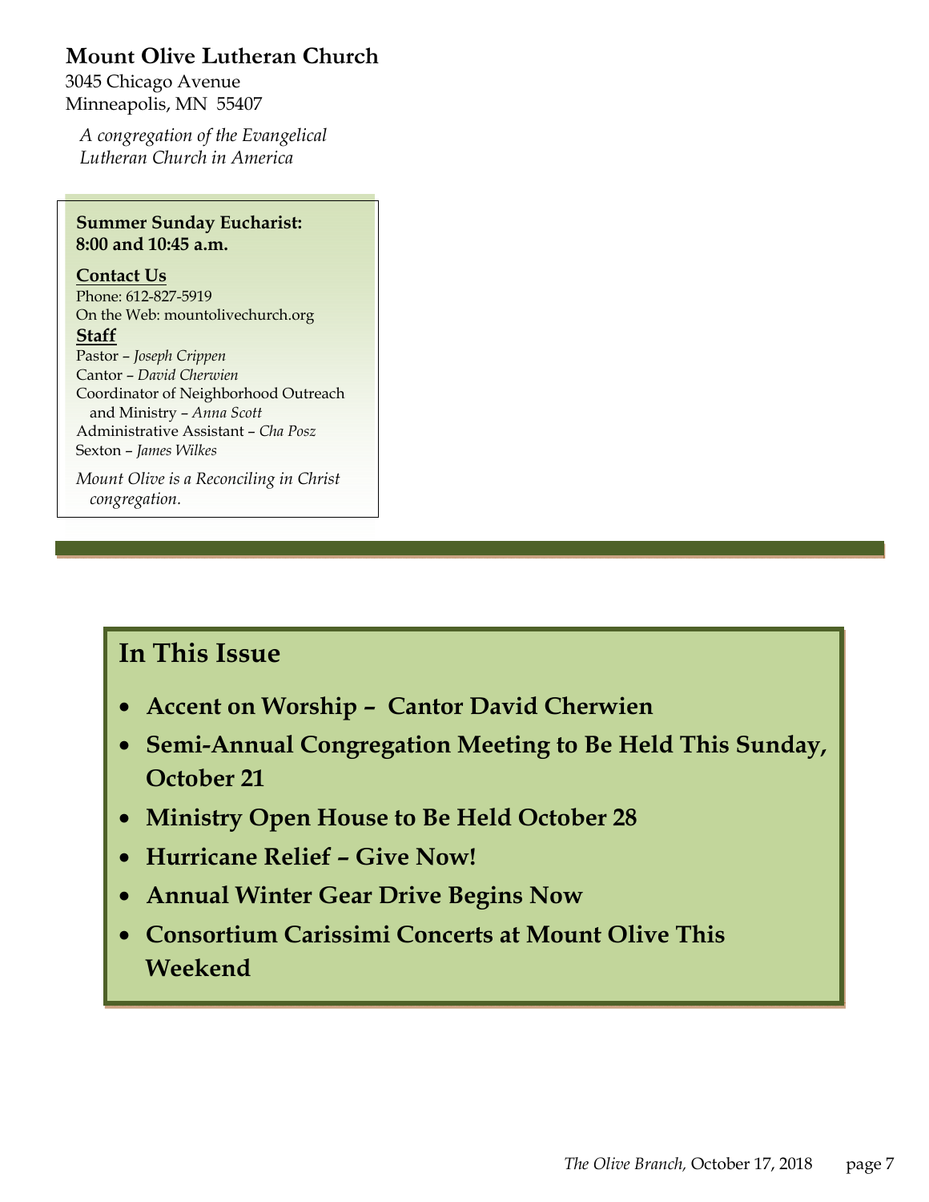**Mount Olive Lutheran Church**
3045 Chicago Avenue
Minneapolis, MN 55407

*A congregation of the Evangelical Lutheran Church in America*

**Summer Sunday Eucharist: 8:00 and 10:45 a.m.**

**Contact Us**
Phone: 612-827-5919
On the Web: mountolivechurch.org

**Staff**
Pastor – *Joseph Crippen*
Cantor – *David Cherwien*
Coordinator of Neighborhood Outreach and Ministry – *Anna Scott*
Administrative Assistant – *Cha Posz*
Sexton – *James Wilkes*

*Mount Olive is a Reconciling in Christ congregation.*

## In This Issue

- **Accent on Worship – Cantor David Cherwien**
- **Semi-Annual Congregation Meeting to Be Held This Sunday, October 21**
- **Ministry Open House to Be Held October 28**
- **Hurricane Relief – Give Now!**
- **Annual Winter Gear Drive Begins Now**
- **Consortium Carissimi Concerts at Mount Olive This Weekend**